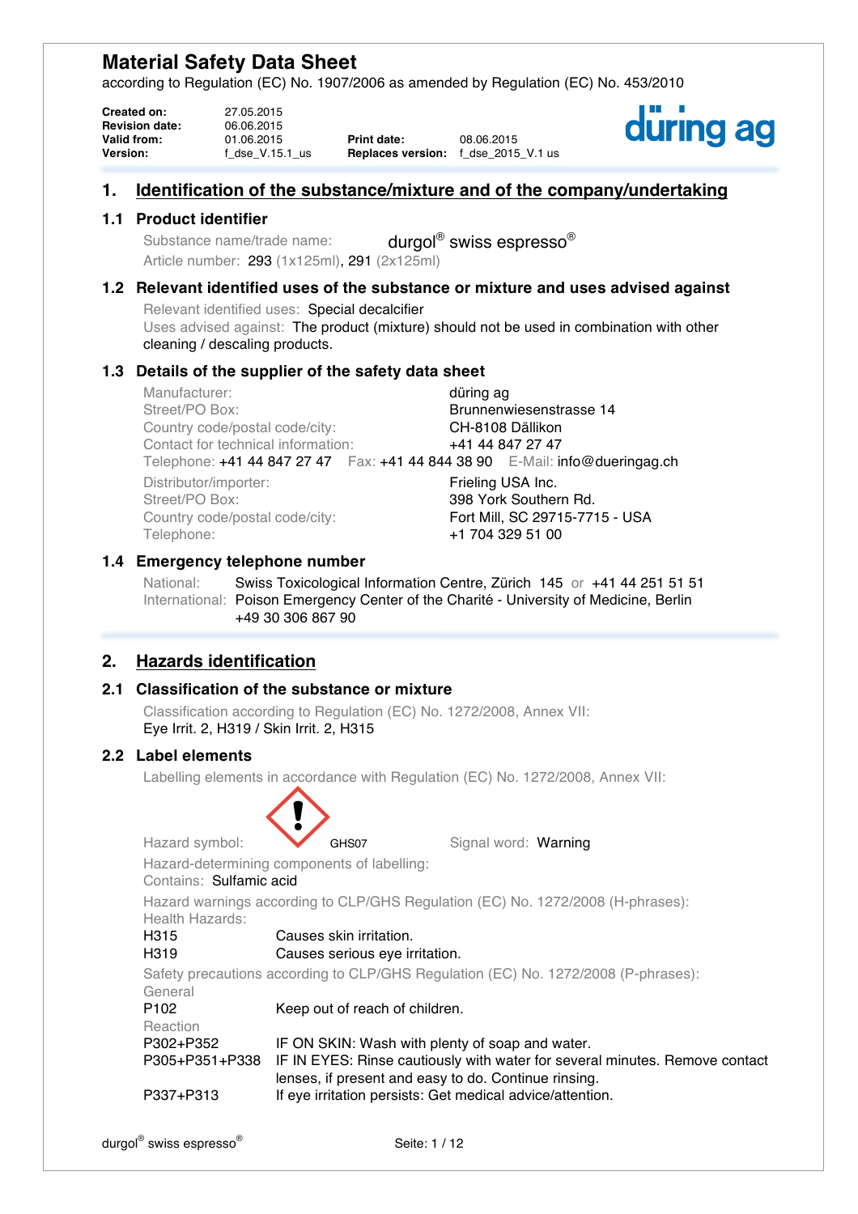# Material Safety Data Sheet

according to Regulation (EC) No. 1907/2006 as amended by Regulation (EC) No. 453/2010

| | | | |
|---|---|---|---|
| **Created on:** | 27.05.2015 | | |
| **Revision date:** | 06.06.2015 | | |
| **Valid from:** | 01.06.2015 | **Print date:** | 08.06.2015 |
| **Version:** | f_dse_V.15.1_us | **Replaces version:** | f_dse_2015_V.1 us |

düring ag

## 1. Identification of the substance/mixture and of the company/undertaking

### 1.1 Product identifier

Substance name/trade name: durgol® swiss espresso®

Article number: 293 (1x125ml), 291 (2x125ml)

### 1.2 Relevant identified uses of the substance or mixture and uses advised against

Relevant identified uses: Special decalcifier

Uses advised against: The product (mixture) should not be used in combination with other cleaning / descaling products.

### 1.3 Details of the supplier of the safety data sheet

Manufacturer: düring ag

Street/PO Box: Brunnenwiesenstrasse 14

Country code/postal code/city: CH-8108 Dällikon

Contact for technical information: +41 44 847 27 47

Telephone: +41 44 847 27 47 Fax: +41 44 844 38 90 E-Mail: info@dueringag.ch

Distributor/importer: Frieling USA Inc.

Street/PO Box: 398 York Southern Rd.

Country code/postal code/city: Fort Mill, SC 29715-7715 - USA

Telephone: +1 704 329 51 00

### 1.4 Emergency telephone number

National: Swiss Toxicological Information Centre, Zürich 145 or +41 44 251 51 51

International: Poison Emergency Center of the Charité - University of Medicine, Berlin +49 30 306 867 90

## 2. Hazards identification

### 2.1 Classification of the substance or mixture

Classification according to Regulation (EC) No. 1272/2008, Annex VII:

Eye Irrit. 2, H319 / Skin Irrit. 2, H315

### 2.2 Label elements

Labelling elements in accordance with Regulation (EC) No. 1272/2008, Annex VII:

Hazard symbol: GHS07 Signal word: Warning

Hazard-determining components of labelling:

Contains: Sulfamic acid

Hazard warnings according to CLP/GHS Regulation (EC) No. 1272/2008 (H-phrases):

Health Hazards:

| | |
|---|---|
| H315 | Causes skin irritation. |
| H319 | Causes serious eye irritation. |

Safety precautions according to CLP/GHS Regulation (EC) No. 1272/2008 (P-phrases):

General

| | |
|---|---|
| P102 | Keep out of reach of children. |

Reaction

| | |
|---|---|
| P302+P352 | IF ON SKIN: Wash with plenty of soap and water. |
| P305+P351+P338 | IF IN EYES: Rinse cautiously with water for several minutes. Remove contact lenses, if present and easy to do. Continue rinsing. |
| P337+P313 | If eye irritation persists: Get medical advice/attention. |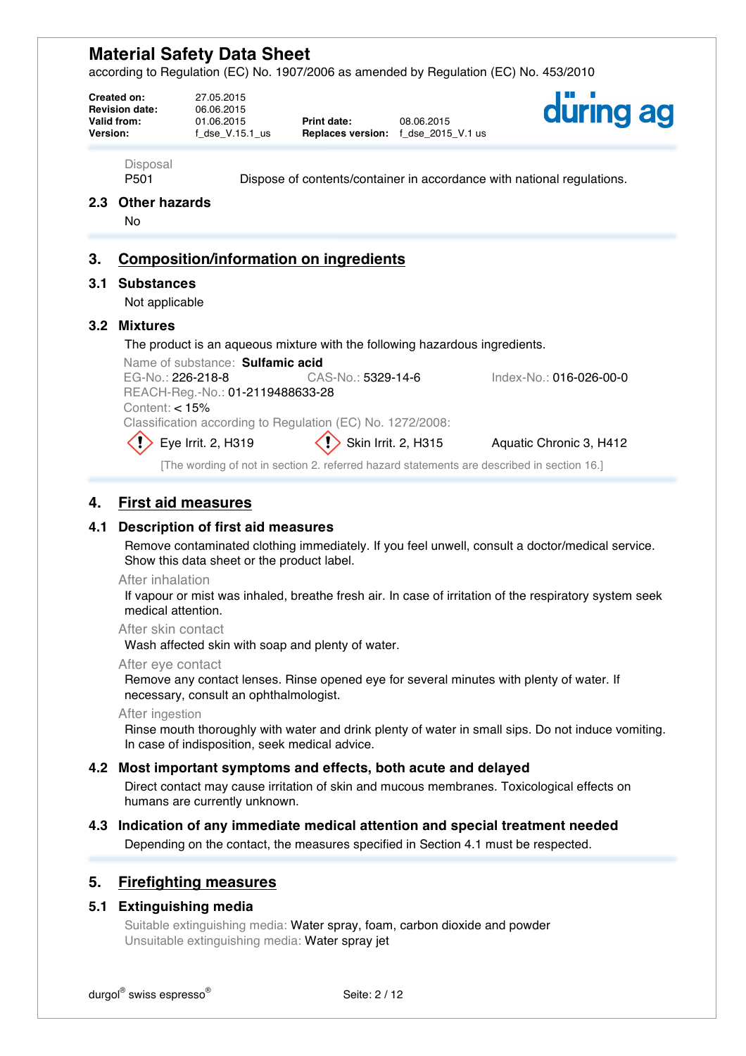Disposal

P501 Dispose of contents/container in accordance with national regulations.

### 2.3 Other hazards

No

## 3. Composition/information on ingredients

### 3.1 Substances

Not applicable

### 3.2 Mixtures

The product is an aqueous mixture with the following hazardous ingredients.

Name of substance: **Sulfamic acid**

EG-No.: 226-218-8 CAS-No.: 5329-14-6 Index-No.: 016-026-00-0

REACH-Reg.-No.: 01-2119488633-28

Content: < 15%

Classification according to Regulation (EC) No. 1272/2008:

Eye Irrit. 2, H319 Skin Irrit. 2, H315 Aquatic Chronic 3, H412

[The wording of not in section 2. referred hazard statements are described in section 16.]

## 4. First aid measures

### 4.1 Description of first aid measures

Remove contaminated clothing immediately. If you feel unwell, consult a doctor/medical service. Show this data sheet or the product label.

After inhalation

If vapour or mist was inhaled, breathe fresh air. In case of irritation of the respiratory system seek medical attention.

After skin contact

Wash affected skin with soap and plenty of water.

After eye contact

Remove any contact lenses. Rinse opened eye for several minutes with plenty of water. If necessary, consult an ophthalmologist.

After ingestion

Rinse mouth thoroughly with water and drink plenty of water in small sips. Do not induce vomiting. In case of indisposition, seek medical advice.

### 4.2 Most important symptoms and effects, both acute and delayed

Direct contact may cause irritation of skin and mucous membranes. Toxicological effects on humans are currently unknown.

### 4.3 Indication of any immediate medical attention and special treatment needed

Depending on the contact, the measures specified in Section 4.1 must be respected.

## 5. Firefighting measures

### 5.1 Extinguishing media

Suitable extinguishing media: Water spray, foam, carbon dioxide and powder

Unsuitable extinguishing media: Water spray jet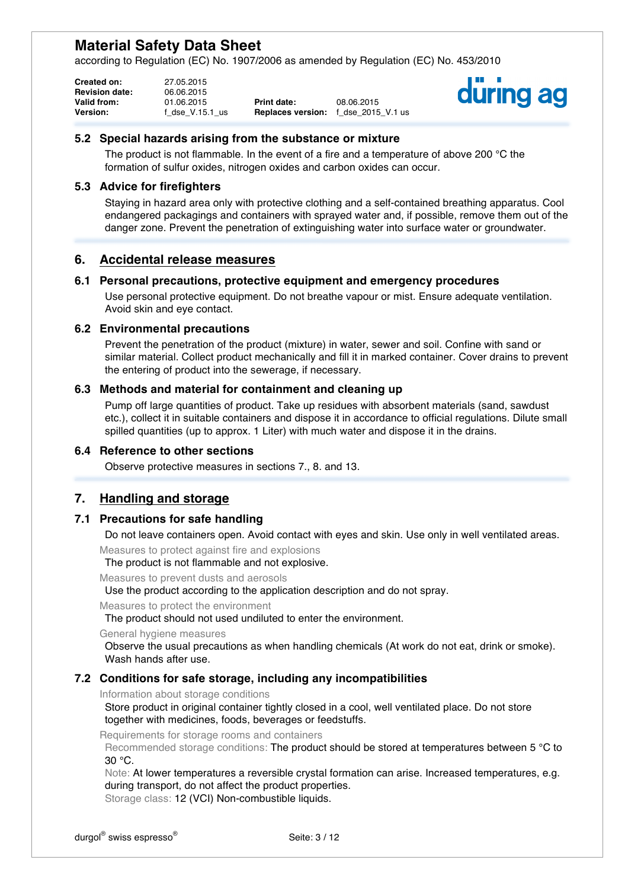### 5.2 Special hazards arising from the substance or mixture

The product is not flammable. In the event of a fire and a temperature of above 200 °C the formation of sulfur oxides, nitrogen oxides and carbon oxides can occur.

### 5.3 Advice for firefighters

Staying in hazard area only with protective clothing and a self-contained breathing apparatus. Cool endangered packagings and containers with sprayed water and, if possible, remove them out of the danger zone. Prevent the penetration of extinguishing water into surface water or groundwater.

## 6. Accidental release measures

### 6.1 Personal precautions, protective equipment and emergency procedures

Use personal protective equipment. Do not breathe vapour or mist. Ensure adequate ventilation. Avoid skin and eye contact.

### 6.2 Environmental precautions

Prevent the penetration of the product (mixture) in water, sewer and soil. Confine with sand or similar material. Collect product mechanically and fill it in marked container. Cover drains to prevent the entering of product into the sewerage, if necessary.

### 6.3 Methods and material for containment and cleaning up

Pump off large quantities of product. Take up residues with absorbent materials (sand, sawdust etc.), collect it in suitable containers and dispose it in accordance to official regulations. Dilute small spilled quantities (up to approx. 1 Liter) with much water and dispose it in the drains.

### 6.4 Reference to other sections

Observe protective measures in sections 7., 8. and 13.

## 7. Handling and storage

### 7.1 Precautions for safe handling

Do not leave containers open. Avoid contact with eyes and skin. Use only in well ventilated areas.

Measures to protect against fire and explosions

The product is not flammable and not explosive.

Measures to prevent dusts and aerosols

Use the product according to the application description and do not spray.

Measures to protect the environment

The product should not used undiluted to enter the environment.

General hygiene measures

Observe the usual precautions as when handling chemicals (At work do not eat, drink or smoke). Wash hands after use.

### 7.2 Conditions for safe storage, including any incompatibilities

Information about storage conditions

Store product in original container tightly closed in a cool, well ventilated place. Do not store together with medicines, foods, beverages or feedstuffs.

Requirements for storage rooms and containers

Recommended storage conditions: The product should be stored at temperatures between 5 °C to 30 °C.

Note: At lower temperatures a reversible crystal formation can arise. Increased temperatures, e.g. during transport, do not affect the product properties.

Storage class: 12 (VCI) Non-combustible liquids.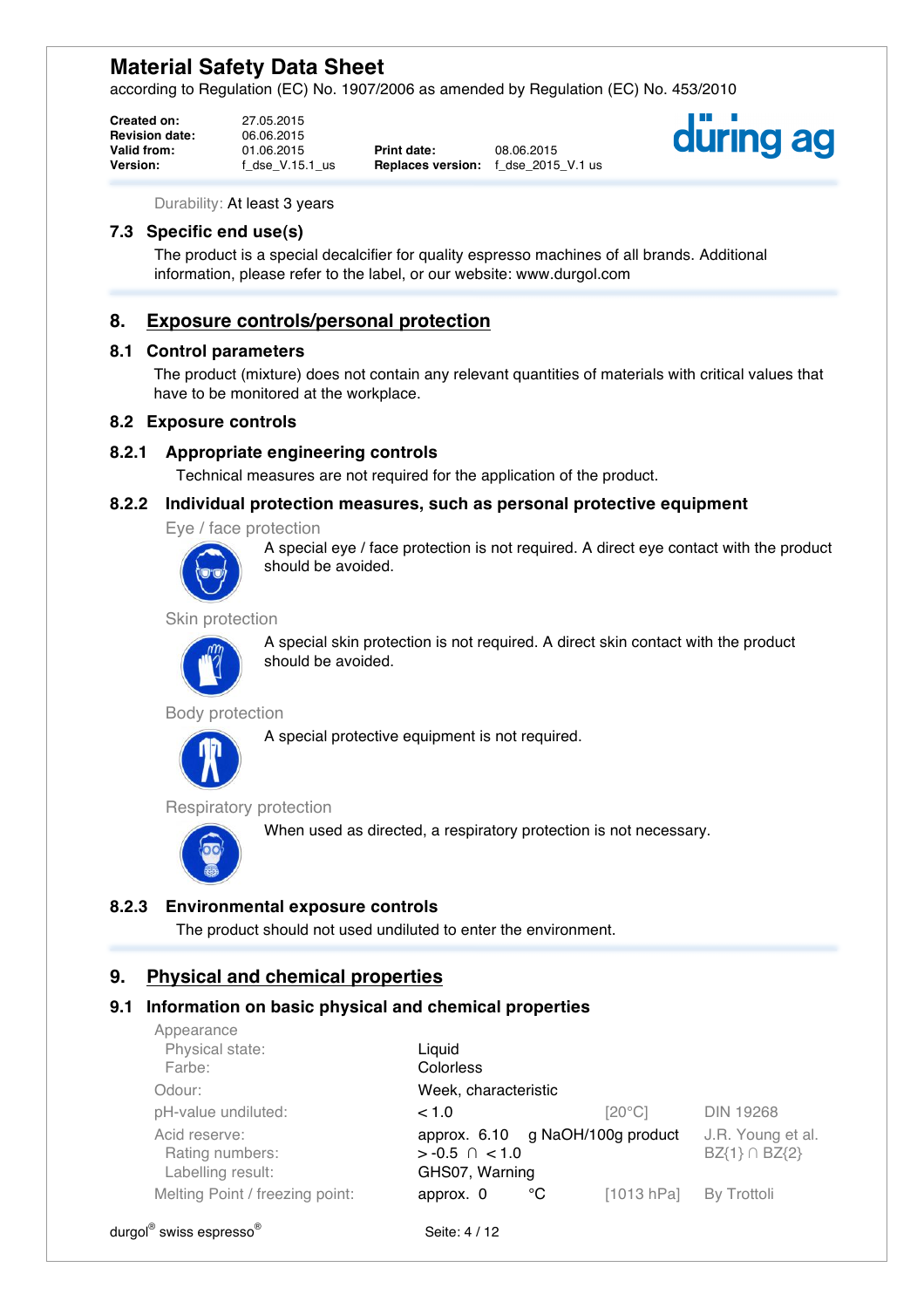Durability: At least 3 years

## 7.3 Specific end use(s)

The product is a special decalcifier for quality espresso machines of all brands. Additional information, please refer to the label, or our website: www.durgol.com

# 8. Exposure controls/personal protection

## 8.1 Control parameters

The product (mixture) does not contain any relevant quantities of materials with critical values that have to be monitored at the workplace.

## 8.2 Exposure controls

### 8.2.1 Appropriate engineering controls

Technical measures are not required for the application of the product.

### 8.2.2 Individual protection measures, such as personal protective equipment

Eye / face protection

A special eye / face protection is not required. A direct eye contact with the product should be avoided.

Skin protection

A special skin protection is not required. A direct skin contact with the product should be avoided.

Body protection

A special protective equipment is not required.

Respiratory protection

When used as directed, a respiratory protection is not necessary.

### 8.2.3 Environmental exposure controls

The product should not used undiluted to enter the environment.

# 9. Physical and chemical properties

## 9.1 Information on basic physical and chemical properties

| | | | |
|---|---|---|---|
| Appearance | | | |
| Physical state: | Liquid | | |
| Farbe: | Colorless | | |
| Odour: | Week, characteristic | | |
| pH-value undiluted: | < 1.0 | [20°C] | DIN 19268 |
| Acid reserve: | approx. 6.10 g NaOH/100g product | | J.R. Young et al. |
| Rating numbers: | > -0.5 ∩ < 1.0 | | BZ{1} ∩ BZ{2} |
| Labelling result: | GHS07, Warning | | |
| Melting Point / freezing point: | approx. 0 °C | [1013 hPa] | By Trottoli |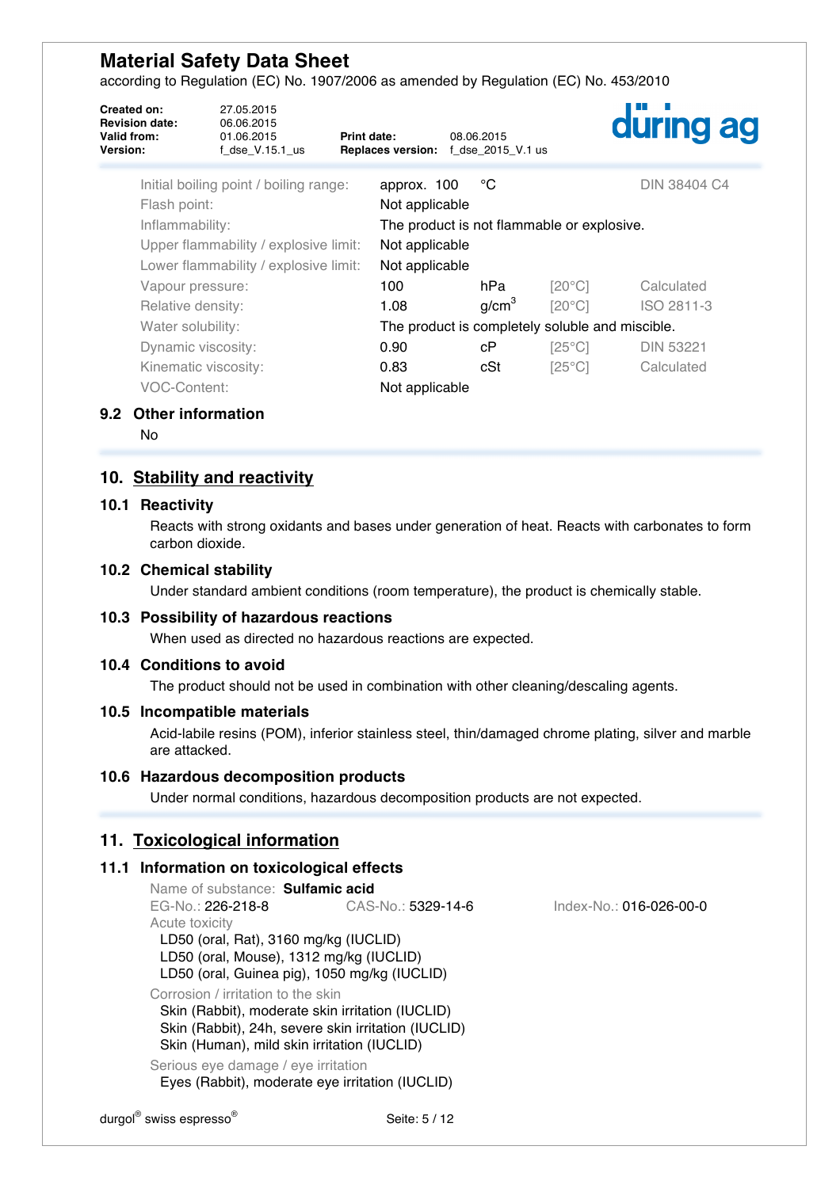| | | | | |
|---|---|---|---|---|
| Initial boiling point / boiling range: | approx. 100 | °C | | DIN 38404 C4 |
| Flash point: | Not applicable | | | |
| Inflammability: | The product is not flammable or explosive. | | | |
| Upper flammability / explosive limit: | Not applicable | | | |
| Lower flammability / explosive limit: | Not applicable | | | |
| Vapour pressure: | 100 | hPa | [20°C] | Calculated |
| Relative density: | 1.08 | $g/cm^3$ | [20°C] | ISO 2811-3 |
| Water solubility: | The product is completely soluble and miscible. | | | |
| Dynamic viscosity: | 0.90 | cP | [25°C] | DIN 53221 |
| Kinematic viscosity: | 0.83 | cSt | [25°C] | Calculated |
| VOC-Content: | Not applicable | | | |

### 9.2 Other information

No

## 10. Stability and reactivity

### 10.1 Reactivity

Reacts with strong oxidants and bases under generation of heat. Reacts with carbonates to form carbon dioxide.

### 10.2 Chemical stability

Under standard ambient conditions (room temperature), the product is chemically stable.

### 10.3 Possibility of hazardous reactions

When used as directed no hazardous reactions are expected.

### 10.4 Conditions to avoid

The product should not be used in combination with other cleaning/descaling agents.

### 10.5 Incompatible materials

Acid-labile resins (POM), inferior stainless steel, thin/damaged chrome plating, silver and marble are attacked.

### 10.6 Hazardous decomposition products

Under normal conditions, hazardous decomposition products are not expected.

## 11. Toxicological information

### 11.1 Information on toxicological effects

Name of substance: **Sulfamic acid**

EG-No.: 226-218-8 CAS-No.: 5329-14-6 Index-No.: 016-026-00-0

Acute toxicity

LD50 (oral, Rat), 3160 mg/kg (IUCLID)
LD50 (oral, Mouse), 1312 mg/kg (IUCLID)
LD50 (oral, Guinea pig), 1050 mg/kg (IUCLID)

Corrosion / irritation to the skin

Skin (Rabbit), moderate skin irritation (IUCLID)
Skin (Rabbit), 24h, severe skin irritation (IUCLID)
Skin (Human), mild skin irritation (IUCLID)

Serious eye damage / eye irritation

Eyes (Rabbit), moderate eye irritation (IUCLID)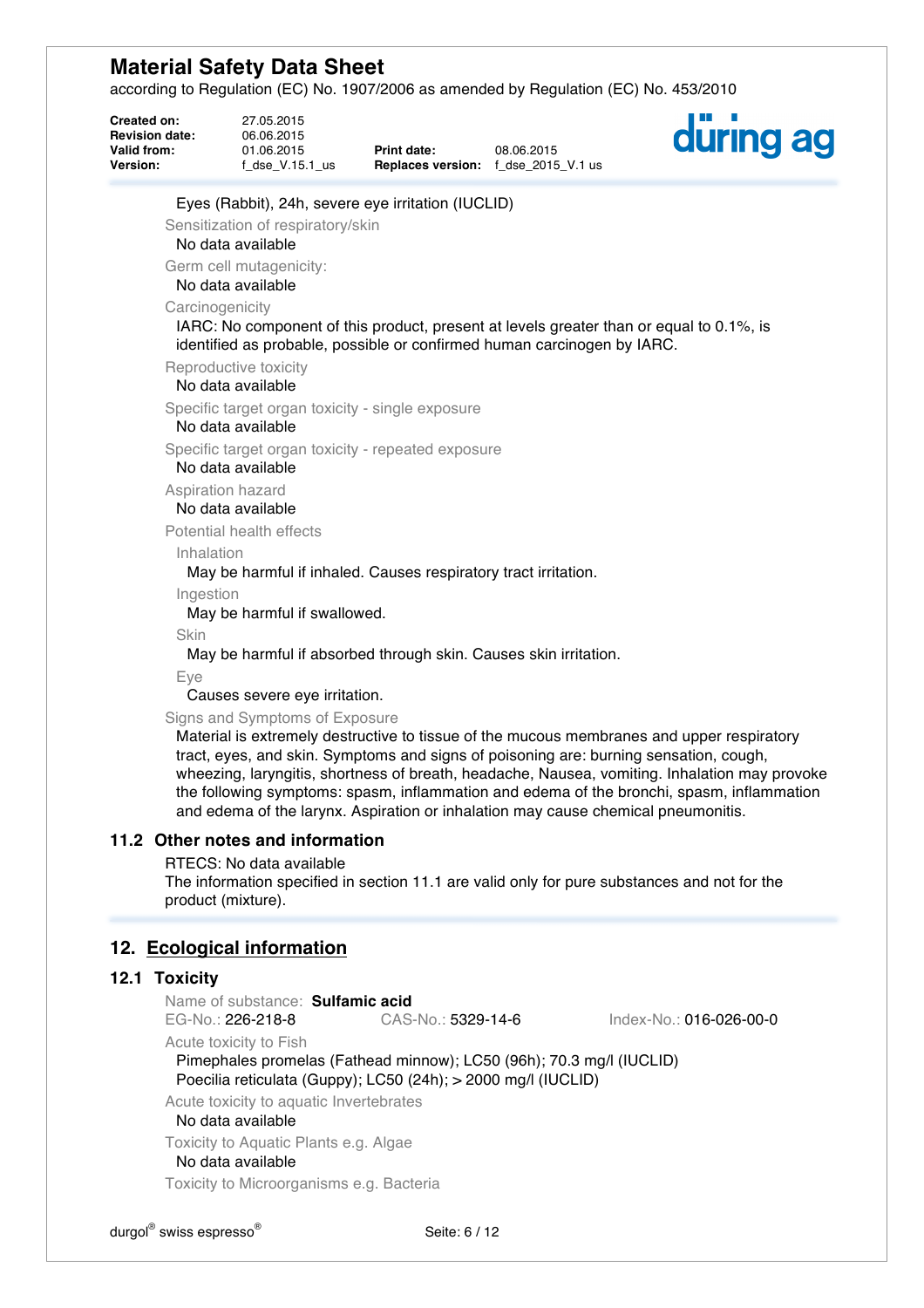Eyes (Rabbit), 24h, severe eye irritation (IUCLID)

Sensitization of respiratory/skin

No data available

Germ cell mutagenicity:

No data available

Carcinogenicity

IARC: No component of this product, present at levels greater than or equal to 0.1%, is identified as probable, possible or confirmed human carcinogen by IARC.

Reproductive toxicity

No data available

Specific target organ toxicity - single exposure

No data available

Specific target organ toxicity - repeated exposure

No data available

Aspiration hazard

No data available

Potential health effects

Inhalation

May be harmful if inhaled. Causes respiratory tract irritation.

Ingestion

May be harmful if swallowed.

Skin

May be harmful if absorbed through skin. Causes skin irritation.

Eye

Causes severe eye irritation.

Signs and Symptoms of Exposure

Material is extremely destructive to tissue of the mucous membranes and upper respiratory tract, eyes, and skin. Symptoms and signs of poisoning are: burning sensation, cough, wheezing, laryngitis, shortness of breath, headache, Nausea, vomiting. Inhalation may provoke the following symptoms: spasm, inflammation and edema of the bronchi, spasm, inflammation and edema of the larynx. Aspiration or inhalation may cause chemical pneumonitis.

### 11.2 Other notes and information

RTECS: No data available

The information specified in section 11.1 are valid only for pure substances and not for the product (mixture).

## 12. Ecological information

### 12.1 Toxicity

Name of substance: **Sulfamic acid**

EG-No.: 226-218-8 CAS-No.: 5329-14-6 Index-No.: 016-026-00-0

Acute toxicity to Fish

Pimephales promelas (Fathead minnow); LC50 (96h); 70.3 mg/l (IUCLID)

Poecilia reticulata (Guppy); LC50 (24h); > 2000 mg/l (IUCLID)

Acute toxicity to aquatic Invertebrates

No data available

Toxicity to Aquatic Plants e.g. Algae

No data available

Toxicity to Microorganisms e.g. Bacteria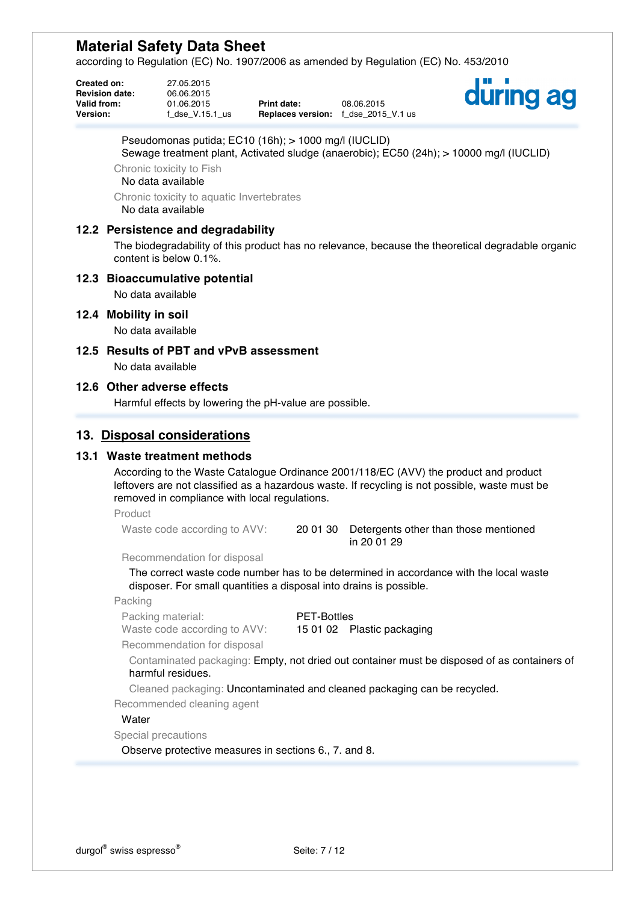Pseudomonas putida; EC10 (16h); > 1000 mg/l (IUCLID)
Sewage treatment plant, Activated sludge (anaerobic); EC50 (24h); > 10000 mg/l (IUCLID)

Chronic toxicity to Fish
No data available

Chronic toxicity to aquatic Invertebrates
No data available

### 12.2 Persistence and degradability

The biodegradability of this product has no relevance, because the theoretical degradable organic content is below 0.1%.

### 12.3 Bioaccumulative potential

No data available

### 12.4 Mobility in soil

No data available

### 12.5 Results of PBT and vPvB assessment

No data available

### 12.6 Other adverse effects

Harmful effects by lowering the pH-value are possible.

## 13. Disposal considerations

### 13.1 Waste treatment methods

According to the Waste Catalogue Ordinance 2001/118/EC (AVV) the product and product leftovers are not classified as a hazardous waste. If recycling is not possible, waste must be removed in compliance with local regulations.

Product

Waste code according to AVV: 20 01 30 Detergents other than those mentioned in 20 01 29

Recommendation for disposal

The correct waste code number has to be determined in accordance with the local waste disposer. For small quantities a disposal into drains is possible.

Packing

Packing material: PET-Bottles
Waste code according to AVV: 15 01 02 Plastic packaging

Recommendation for disposal

Contaminated packaging: Empty, not dried out container must be disposed of as containers of harmful residues.

Cleaned packaging: Uncontaminated and cleaned packaging can be recycled.

Recommended cleaning agent

Water

Special precautions

Observe protective measures in sections 6., 7. and 8.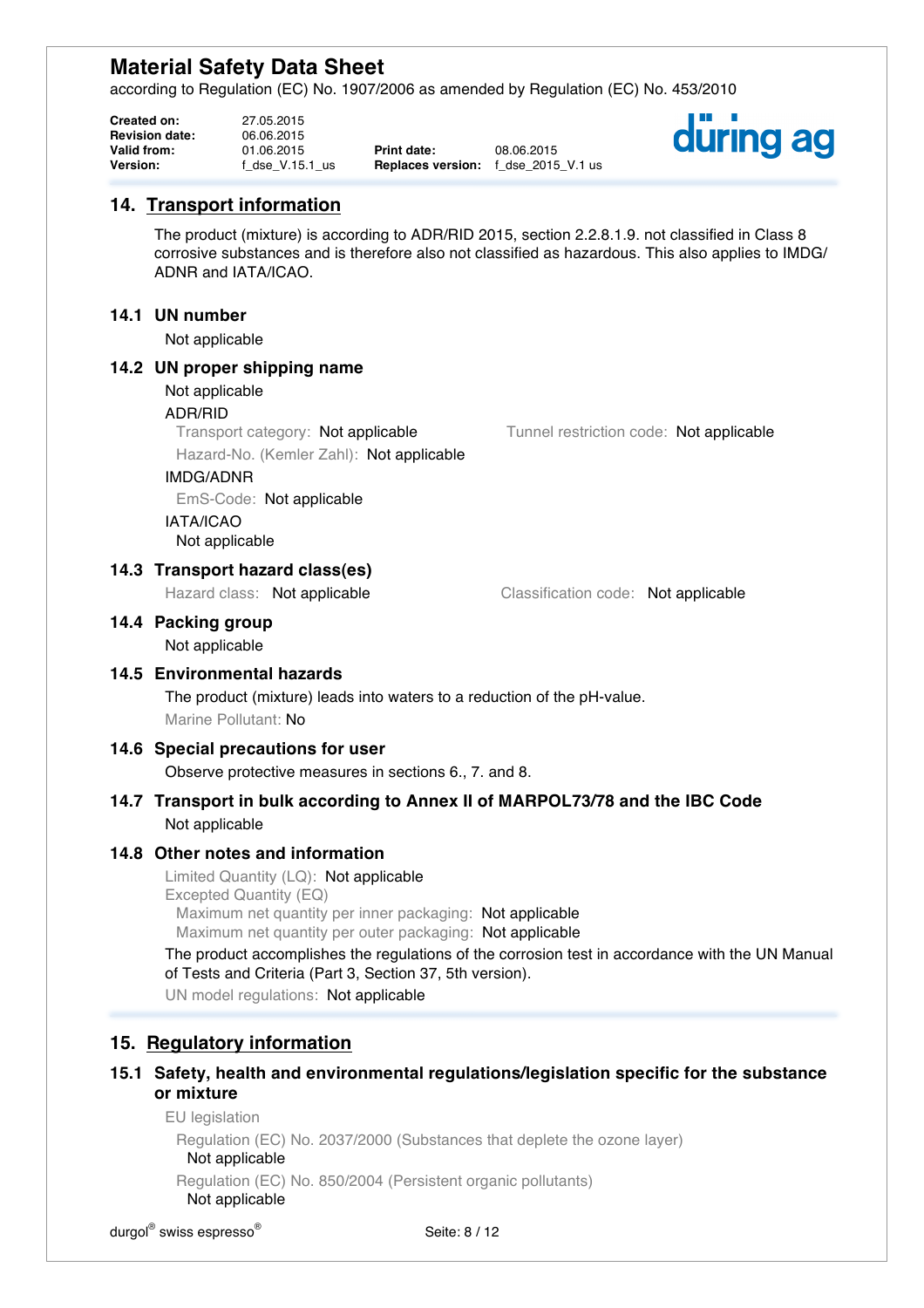## 14. Transport information

The product (mixture) is according to ADR/RID 2015, section 2.2.8.1.9. not classified in Class 8 corrosive substances and is therefore also not classified as hazardous. This also applies to IMDG/ADNR and IATA/ICAO.

### 14.1 UN number

Not applicable

### 14.2 UN proper shipping name

Not applicable

ADR/RID

Transport category: Not applicable

Tunnel restriction code: Not applicable

Hazard-No. (Kemler Zahl): Not applicable

IMDG/ADNR

EmS-Code: Not applicable

IATA/ICAO

Not applicable

### 14.3 Transport hazard class(es)

Hazard class: Not applicable

Classification code: Not applicable

### 14.4 Packing group

Not applicable

### 14.5 Environmental hazards

The product (mixture) leads into waters to a reduction of the pH-value.

Marine Pollutant: No

### 14.6 Special precautions for user

Observe protective measures in sections 6., 7. and 8.

### 14.7 Transport in bulk according to Annex II of MARPOL73/78 and the IBC Code

Not applicable

### 14.8 Other notes and information

Limited Quantity (LQ): Not applicable

Excepted Quantity (EQ)

Maximum net quantity per inner packaging: Not applicable

Maximum net quantity per outer packaging: Not applicable

The product accomplishes the regulations of the corrosion test in accordance with the UN Manual of Tests and Criteria (Part 3, Section 37, 5th version).

UN model regulations: Not applicable

## 15. Regulatory information

### 15.1 Safety, health and environmental regulations/legislation specific for the substance or mixture

EU legislation

Regulation (EC) No. 2037/2000 (Substances that deplete the ozone layer)

Not applicable

Regulation (EC) No. 850/2004 (Persistent organic pollutants)

Not applicable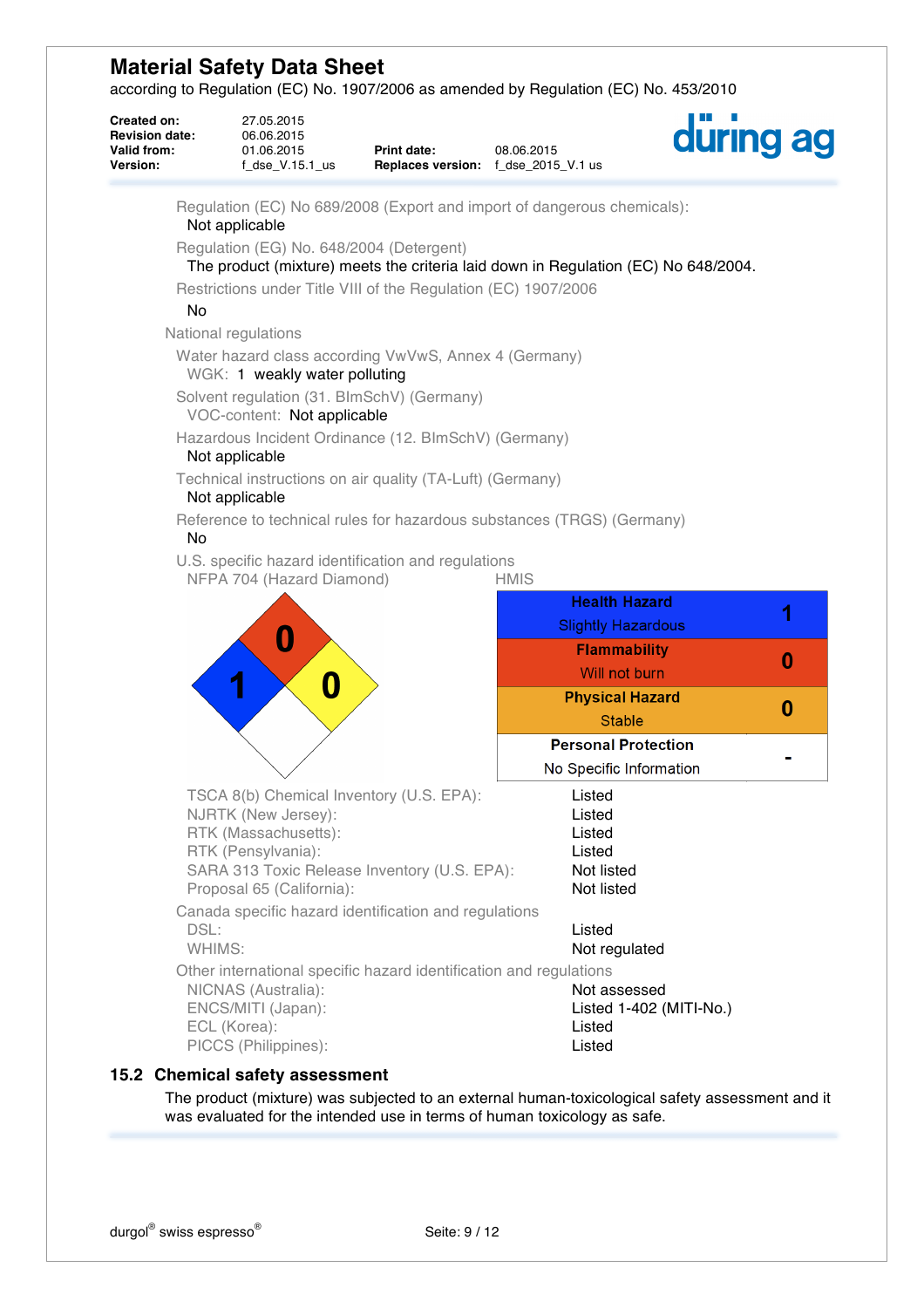Regulation (EC) No 689/2008 (Export and import of dangerous chemicals):
Not applicable

Regulation (EG) No. 648/2004 (Detergent)
The product (mixture) meets the criteria laid down in Regulation (EC) No 648/2004.

Restrictions under Title VIII of the Regulation (EC) 1907/2006
No

National regulations

Water hazard class according VwVwS, Annex 4 (Germany)
WGK: 1 weakly water polluting

Solvent regulation (31. BImSchV) (Germany)
VOC-content: Not applicable

Hazardous Incident Ordinance (12. BImSchV) (Germany)
Not applicable

Technical instructions on air quality (TA-Luft) (Germany)
Not applicable

Reference to technical rules for hazardous substances (TRGS) (Germany)
No

U.S. specific hazard identification and regulations

NFPA 704 (Hazard Diamond)

- Health (blue): 1
- Flammability (red): 0
- Instability (yellow): 0
- Special (white): 

HMIS

| | |
|---|---|
| **Health Hazard** Slightly Hazardous | 1 |
| **Flammability** Will not burn | 0 |
| **Physical Hazard** Stable | 0 |
| **Personal Protection** No Specific Information | - |

| | |
|---|---|
| TSCA 8(b) Chemical Inventory (U.S. EPA): | Listed |
| NJRTK (New Jersey): | Listed |
| RTK (Massachusetts): | Listed |
| RTK (Pensylvania): | Listed |
| SARA 313 Toxic Release Inventory (U.S. EPA): | Not listed |
| Proposal 65 (California): | Not listed |

Canada specific hazard identification and regulations

| | |
|---|---|
| DSL: | Listed |
| WHIMS: | Not regulated |

Other international specific hazard identification and regulations

| | |
|---|---|
| NICNAS (Australia): | Not assessed |
| ENCS/MITI (Japan): | Listed 1-402 (MITI-No.) |
| ECL (Korea): | Listed |
| PICCS (Philippines): | Listed |

## 15.2 Chemical safety assessment

The product (mixture) was subjected to an external human-toxicological safety assessment and it was evaluated for the intended use in terms of human toxicology as safe.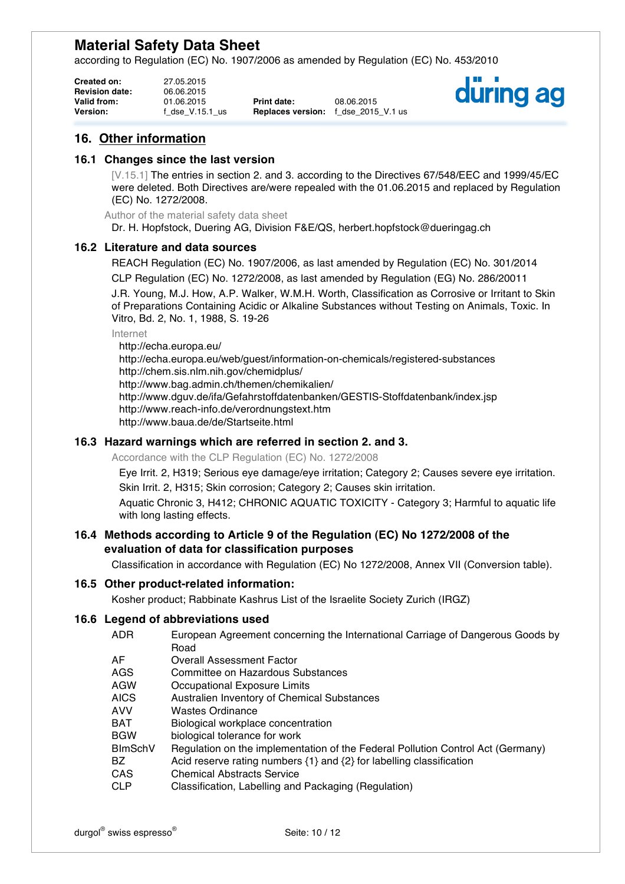# Material Safety Data Sheet

according to Regulation (EC) No. 1907/2006 as amended by Regulation (EC) No. 453/2010

| | | | |
|---|---|---|---|
| **Created on:** | 27.05.2015 | | |
| **Revision date:** | 06.06.2015 | | |
| **Valid from:** | 01.06.2015 | **Print date:** | 08.06.2015 |
| **Version:** | f_dse_V.15.1_us | **Replaces version:** | f_dse_2015_V.1 us |

## 16. Other information

### 16.1 Changes since the last version

[V.15.1] The entries in section 2. and 3. according to the Directives 67/548/EEC and 1999/45/EC were deleted. Both Directives are/were repealed with the 01.06.2015 and replaced by Regulation (EC) No. 1272/2008.

Author of the material safety data sheet

Dr. H. Hopfstock, Duering AG, Division F&E/QS, herbert.hopfstock@dueringag.ch

### 16.2 Literature and data sources

REACH Regulation (EC) No. 1907/2006, as last amended by Regulation (EC) No. 301/2014

CLP Regulation (EC) No. 1272/2008, as last amended by Regulation (EG) No. 286/20011

J.R. Young, M.J. How, A.P. Walker, W.M.H. Worth, Classification as Corrosive or Irritant to Skin of Preparations Containing Acidic or Alkaline Substances without Testing on Animals, Toxic. In Vitro, Bd. 2, No. 1, 1988, S. 19-26

Internet

http://echa.europa.eu/
http://echa.europa.eu/web/guest/information-on-chemicals/registered-substances
http://chem.sis.nlm.nih.gov/chemidplus/
http://www.bag.admin.ch/themen/chemikalien/
http://www.dguv.de/ifa/Gefahrstoffdatenbanken/GESTIS-Stoffdatenbank/index.jsp
http://www.reach-info.de/verordnungstext.htm
http://www.baua.de/de/Startseite.html

### 16.3 Hazard warnings which are referred in section 2. and 3.

Accordance with the CLP Regulation (EC) No. 1272/2008

Eye Irrit. 2, H319; Serious eye damage/eye irritation; Category 2; Causes severe eye irritation.

Skin Irrit. 2, H315; Skin corrosion; Category 2; Causes skin irritation.

Aquatic Chronic 3, H412; CHRONIC AQUATIC TOXICITY - Category 3; Harmful to aquatic life with long lasting effects.

### 16.4 Methods according to Article 9 of the Regulation (EC) No 1272/2008 of the evaluation of data for classification purposes

Classification in accordance with Regulation (EC) No 1272/2008, Annex VII (Conversion table).

### 16.5 Other product-related information:

Kosher product; Rabbinate Kashrus List of the Israelite Society Zurich (IRGZ)

### 16.6 Legend of abbreviations used

| | |
|---|---|
| ADR | European Agreement concerning the International Carriage of Dangerous Goods by Road |
| AF | Overall Assessment Factor |
| AGS | Committee on Hazardous Substances |
| AGW | Occupational Exposure Limits |
| AICS | Australien Inventory of Chemical Substances |
| AVV | Wastes Ordinance |
| BAT | Biological workplace concentration |
| BGW | biological tolerance for work |
| BImSchV | Regulation on the implementation of the Federal Pollution Control Act (Germany) |
| BZ | Acid reserve rating numbers {1} and {2} for labelling classification |
| CAS | Chemical Abstracts Service |
| CLP | Classification, Labelling and Packaging (Regulation) |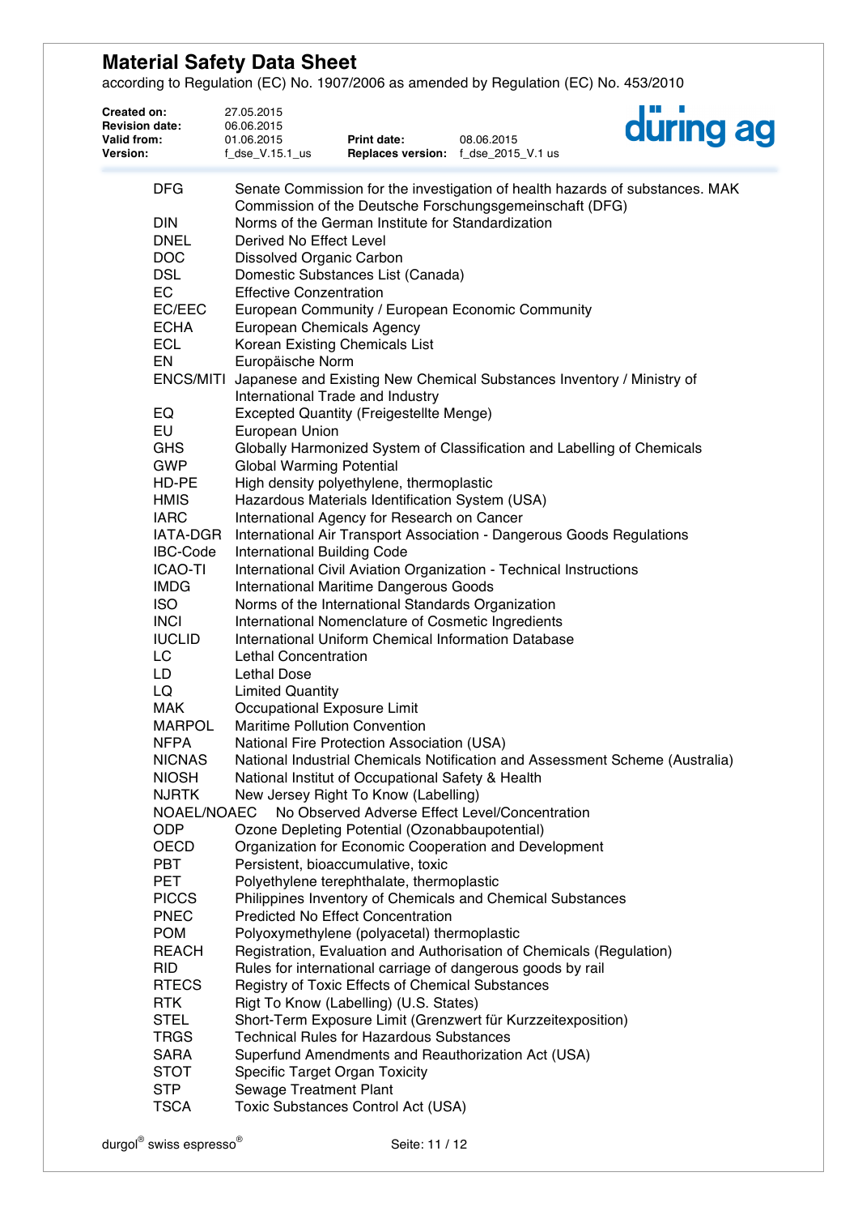| | |
|---|---|
| DFG | Senate Commission for the investigation of health hazards of substances. MAK Commission of the Deutsche Forschungsgemeinschaft (DFG) |
| DIN | Norms of the German Institute for Standardization |
| DNEL | Derived No Effect Level |
| DOC | Dissolved Organic Carbon |
| DSL | Domestic Substances List (Canada) |
| EC | Effective Conzentration |
| EC/EEC | European Community / European Economic Community |
| ECHA | European Chemicals Agency |
| ECL | Korean Existing Chemicals List |
| EN | Europäische Norm |
| ENCS/MITI | Japanese and Existing New Chemical Substances Inventory / Ministry of International Trade and Industry |
| EQ | Excepted Quantity (Freigestellte Menge) |
| EU | European Union |
| GHS | Globally Harmonized System of Classification and Labelling of Chemicals |
| GWP | Global Warming Potential |
| HD-PE | High density polyethylene, thermoplastic |
| HMIS | Hazardous Materials Identification System (USA) |
| IARC | International Agency for Research on Cancer |
| IATA-DGR | International Air Transport Association - Dangerous Goods Regulations |
| IBC-Code | International Building Code |
| ICAO-TI | International Civil Aviation Organization - Technical Instructions |
| IMDG | International Maritime Dangerous Goods |
| ISO | Norms of the International Standards Organization |
| INCI | International Nomenclature of Cosmetic Ingredients |
| IUCLID | International Uniform Chemical Information Database |
| LC | Lethal Concentration |
| LD | Lethal Dose |
| LQ | Limited Quantity |
| MAK | Occupational Exposure Limit |
| MARPOL | Maritime Pollution Convention |
| NFPA | National Fire Protection Association (USA) |
| NICNAS | National Industrial Chemicals Notification and Assessment Scheme (Australia) |
| NIOSH | National Institut of Occupational Safety & Health |
| NJRTK | New Jersey Right To Know (Labelling) |
| NOAEL/NOAEC | No Observed Adverse Effect Level/Concentration |
| ODP | Ozone Depleting Potential (Ozonabbaupotential) |
| OECD | Organization for Economic Cooperation and Development |
| PBT | Persistent, bioaccumulative, toxic |
| PET | Polyethylene terephthalate, thermoplastic |
| PICCS | Philippines Inventory of Chemicals and Chemical Substances |
| PNEC | Predicted No Effect Concentration |
| POM | Polyoxymethylene (polyacetal) thermoplastic |
| REACH | Registration, Evaluation and Authorisation of Chemicals (Regulation) |
| RID | Rules for international carriage of dangerous goods by rail |
| RTECS | Registry of Toxic Effects of Chemical Substances |
| RTK | Rigt To Know (Labelling) (U.S. States) |
| STEL | Short-Term Exposure Limit (Grenzwert für Kurzzeitexposition) |
| TRGS | Technical Rules for Hazardous Substances |
| SARA | Superfund Amendments and Reauthorization Act (USA) |
| STOT | Specific Target Organ Toxicity |
| STP | Sewage Treatment Plant |
| TSCA | Toxic Substances Control Act (USA) |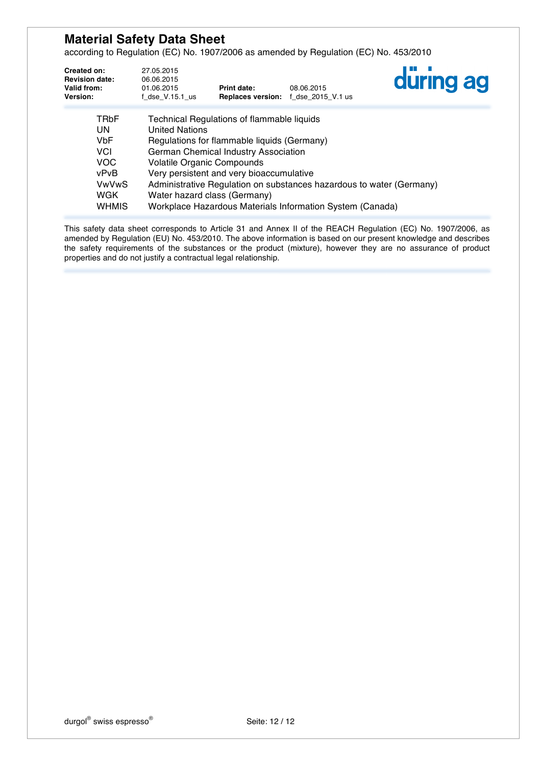| | |
|---|---|
| TRbF | Technical Regulations of flammable liquids |
| UN | United Nations |
| VbF | Regulations for flammable liquids (Germany) |
| VCI | German Chemical Industry Association |
| VOC | Volatile Organic Compounds |
| vPvB | Very persistent and very bioaccumulative |
| VwVwS | Administrative Regulation on substances hazardous to water (Germany) |
| WGK | Water hazard class (Germany) |
| WHMIS | Workplace Hazardous Materials Information System (Canada) |

This safety data sheet corresponds to Article 31 and Annex II of the REACH Regulation (EC) No. 1907/2006, as amended by Regulation (EU) No. 453/2010. The above information is based on our present knowledge and describes the safety requirements of the substances or the product (mixture), however they are no assurance of product properties and do not justify a contractual legal relationship.